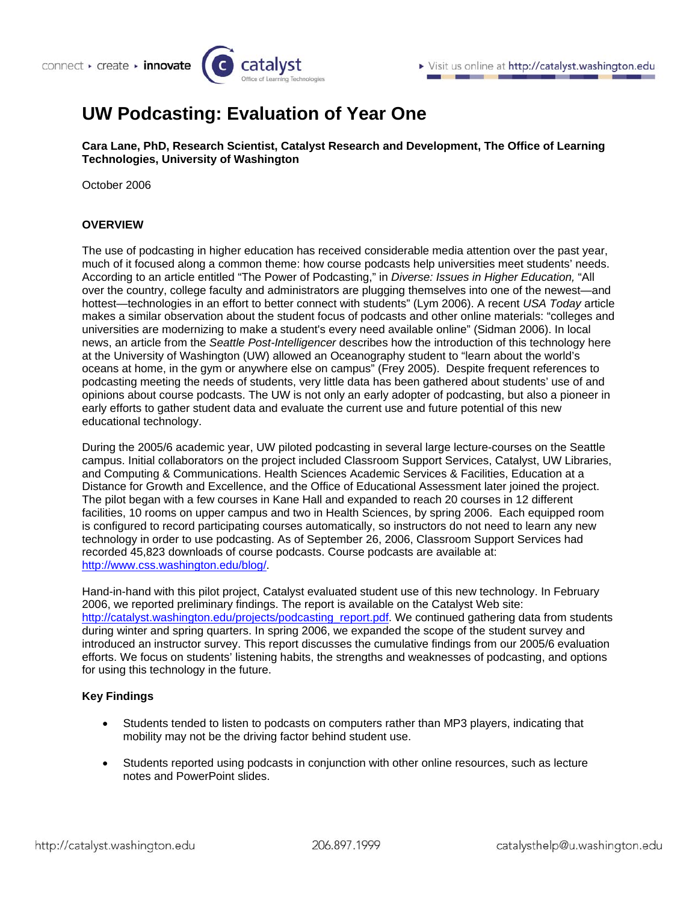# UW Podcasting: Evaluation of Year One

**Cara Lane, PhD, Research Scientist, Catalyst Research and Development, The Office of Learning Technologies, University of Washington**

October 2006

## OVERVIEW

The use of podcasting in higher education has received considerable media attention over the past year, much of it focused along a common theme: how course podcasts help universities meet students' needs. According to an article entitled "The Power of Podcasting," in *Diverse: Issues in Higher Education,* "All over the country, college faculty and administrators are plugging themselves into one of the newest—and hottest—technologies in an effort to better connect with students" (Lym 2006). A recent *USA Today* article makes a similar observation about the student focus of podcasts and other online materials: "colleges and universities are modernizing to make a student's every need available online" (Sidman 2006). In local news, an article from the *Seattle Post-Intelligencer* describes how the introduction of this technology here at the University of Washington (UW) allowed an Oceanography student to "learn about the world's oceans at home, in the gym or anywhere else on campus" (Frey 2005). Despite frequent references to podcasting meeting the needs of students, very little data has been gathered about students' use of and opinions about course podcasts. The UW is not only an early adopter of podcasting, but also a pioneer in early efforts to gather student data and evaluate the current use and future potential of this new educational technology.

During the 2005/6 academic year, UW piloted podcasting in several large lecture-courses on the Seattle campus. Initial collaborators on the project included Classroom Support Services, Catalyst, UW Libraries, and Computing & Communications. Health Sciences Academic Services & Facilities, Education at a Distance for Growth and Excellence, and the Office of Educational Assessment later joined the project. The pilot began with a few courses in Kane Hall and expanded to reach 20 courses in 12 different facilities, 10 rooms on upper campus and two in Health Sciences, by spring 2006. Each equipped room is configured to record participating courses automatically, so instructors do not need to learn any new technology in order to use podcasting. As of September 26, 2006, Classroom Support Services had recorded 45,823 downloads of course podcasts. Course podcasts are available at: http://www.css.washington.edu/blog/.

Hand-in-hand with this pilot project, Catalyst evaluated student use of this new technology. In February 2006, we reported preliminary findings. The report is available on the Catalyst Web site: http://catalyst.washington.edu/projects/podcasting_report.pdf. We continued gathering data from students during winter and spring quarters. In spring 2006, we expanded the scope of the student survey and introduced an instructor survey. This report discusses the cumulative findings from our 2005/6 evaluation efforts. We focus on students' listening habits, the strengths and weaknesses of podcasting, and options for using this technology in the future.

### Key Findings

- Students tended to listen to podcasts on computers rather than MP3 players, indicating that mobility may not be the driving factor behind student use.
- Students reported using podcasts in conjunction with other online resources, such as lecture notes and PowerPoint slides.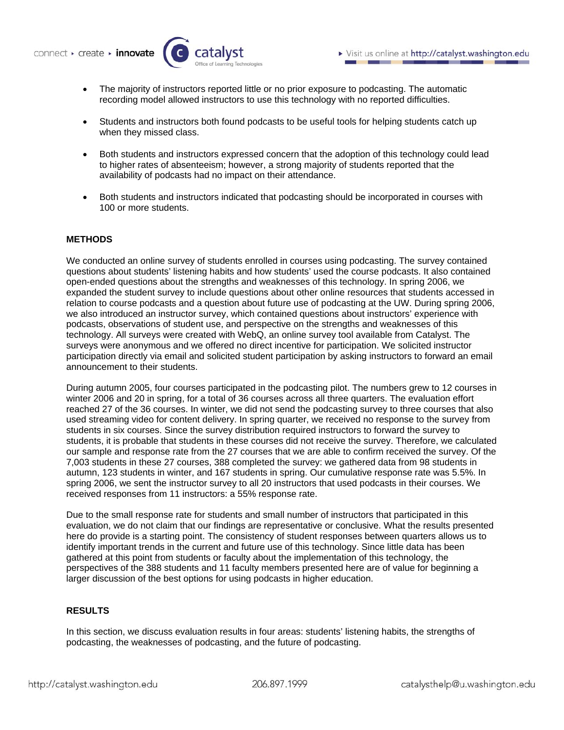- The majority of instructors reported little or no prior exposure to podcasting. The automatic recording model allowed instructors to use this technology with no reported difficulties.

- Students and instructors both found podcasts to be useful tools for helping students catch up when they missed class.

- Both students and instructors expressed concern that the adoption of this technology could lead to higher rates of absenteeism; however, a strong majority of students reported that the availability of podcasts had no impact on their attendance.

- Both students and instructors indicated that podcasting should be incorporated in courses with 100 or more students.

## METHODS

We conducted an online survey of students enrolled in courses using podcasting. The survey contained questions about students' listening habits and how students' used the course podcasts. It also contained open-ended questions about the strengths and weaknesses of this technology. In spring 2006, we expanded the student survey to include questions about other online resources that students accessed in relation to course podcasts and a question about future use of podcasting at the UW. During spring 2006, we also introduced an instructor survey, which contained questions about instructors' experience with podcasts, observations of student use, and perspective on the strengths and weaknesses of this technology. All surveys were created with WebQ, an online survey tool available from Catalyst. The surveys were anonymous and we offered no direct incentive for participation. We solicited instructor participation directly via email and solicited student participation by asking instructors to forward an email announcement to their students.

During autumn 2005, four courses participated in the podcasting pilot. The numbers grew to 12 courses in winter 2006 and 20 in spring, for a total of 36 courses across all three quarters. The evaluation effort reached 27 of the 36 courses. In winter, we did not send the podcasting survey to three courses that also used streaming video for content delivery. In spring quarter, we received no response to the survey from students in six courses. Since the survey distribution required instructors to forward the survey to students, it is probable that students in these courses did not receive the survey. Therefore, we calculated our sample and response rate from the 27 courses that we are able to confirm received the survey. Of the 7,003 students in these 27 courses, 388 completed the survey: we gathered data from 98 students in autumn, 123 students in winter, and 167 students in spring. Our cumulative response rate was 5.5%. In spring 2006, we sent the instructor survey to all 20 instructors that used podcasts in their courses. We received responses from 11 instructors: a 55% response rate.

Due to the small response rate for students and small number of instructors that participated in this evaluation, we do not claim that our findings are representative or conclusive. What the results presented here do provide is a starting point. The consistency of student responses between quarters allows us to identify important trends in the current and future use of this technology. Since little data has been gathered at this point from students or faculty about the implementation of this technology, the perspectives of the 388 students and 11 faculty members presented here are of value for beginning a larger discussion of the best options for using podcasts in higher education.

## RESULTS

In this section, we discuss evaluation results in four areas: students' listening habits, the strengths of podcasting, the weaknesses of podcasting, and the future of podcasting.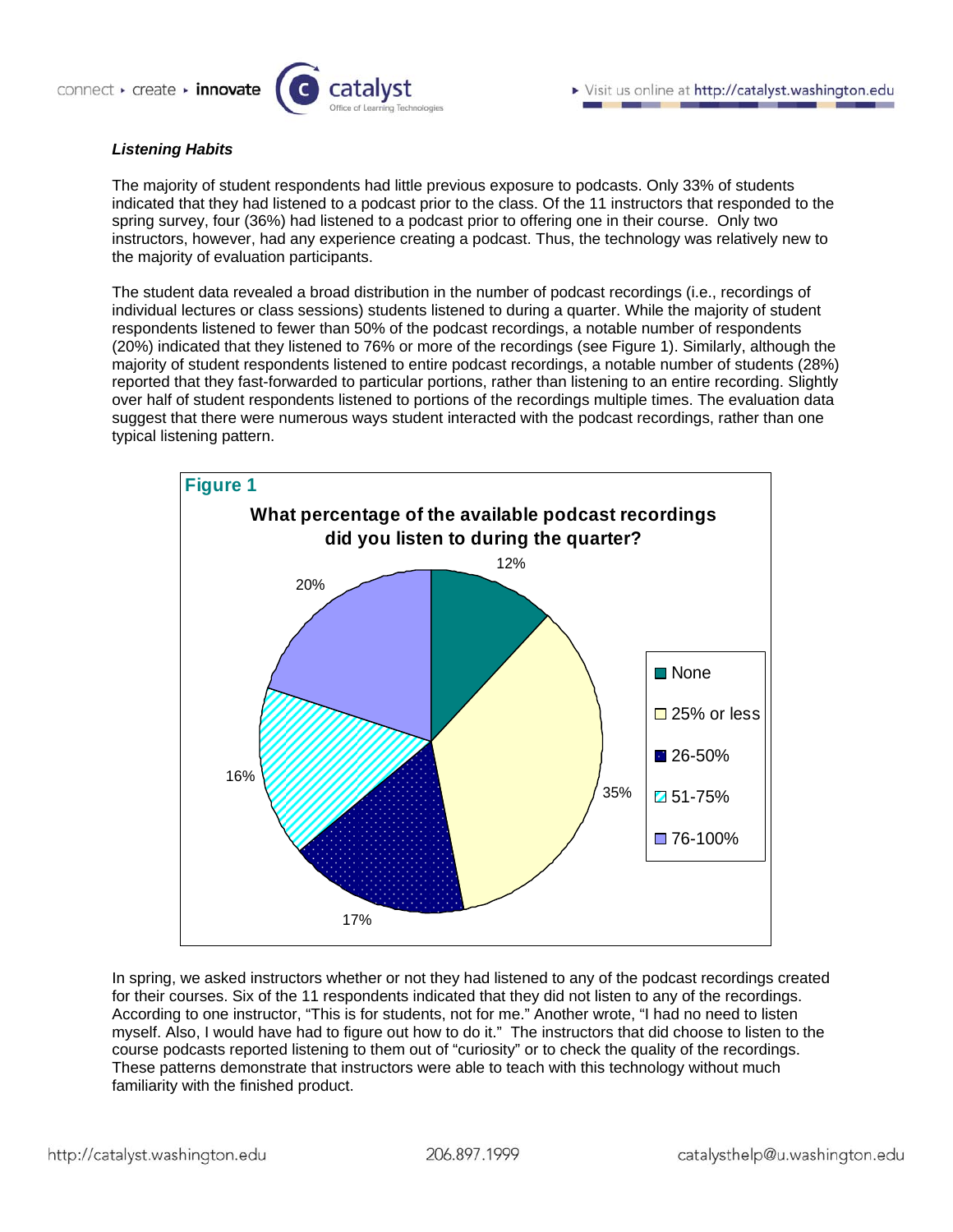***Listening Habits***

The majority of student respondents had little previous exposure to podcasts. Only 33% of students indicated that they had listened to a podcast prior to the class. Of the 11 instructors that responded to the spring survey, four (36%) had listened to a podcast prior to offering one in their course. Only two instructors, however, had any experience creating a podcast. Thus, the technology was relatively new to the majority of evaluation participants.

The student data revealed a broad distribution in the number of podcast recordings (i.e., recordings of individual lectures or class sessions) students listened to during a quarter. While the majority of student respondents listened to fewer than 50% of the podcast recordings, a notable number of respondents (20%) indicated that they listened to 76% or more of the recordings (see Figure 1). Similarly, although the majority of student respondents listened to entire podcast recordings, a notable number of students (28%) reported that they fast-forwarded to particular portions, rather than listening to an entire recording. Slightly over half of student respondents listened to portions of the recordings multiple times. The evaluation data suggest that there were numerous ways student interacted with the podcast recordings, rather than one typical listening pattern.

**Figure 1**

**What percentage of the available podcast recordings did you listen to during the quarter?**

| Response | Percentage |
|---|---|
| None | 12% |
| 25% or less | 35% |
| 26-50% | 17% |
| 51-75% | 16% |
| 76-100% | 20% |

In spring, we asked instructors whether or not they had listened to any of the podcast recordings created for their courses. Six of the 11 respondents indicated that they did not listen to any of the recordings. According to one instructor, "This is for students, not for me." Another wrote, "I had no need to listen myself. Also, I would have had to figure out how to do it." The instructors that did choose to listen to the course podcasts reported listening to them out of "curiosity" or to check the quality of the recordings. These patterns demonstrate that instructors were able to teach with this technology without much familiarity with the finished product.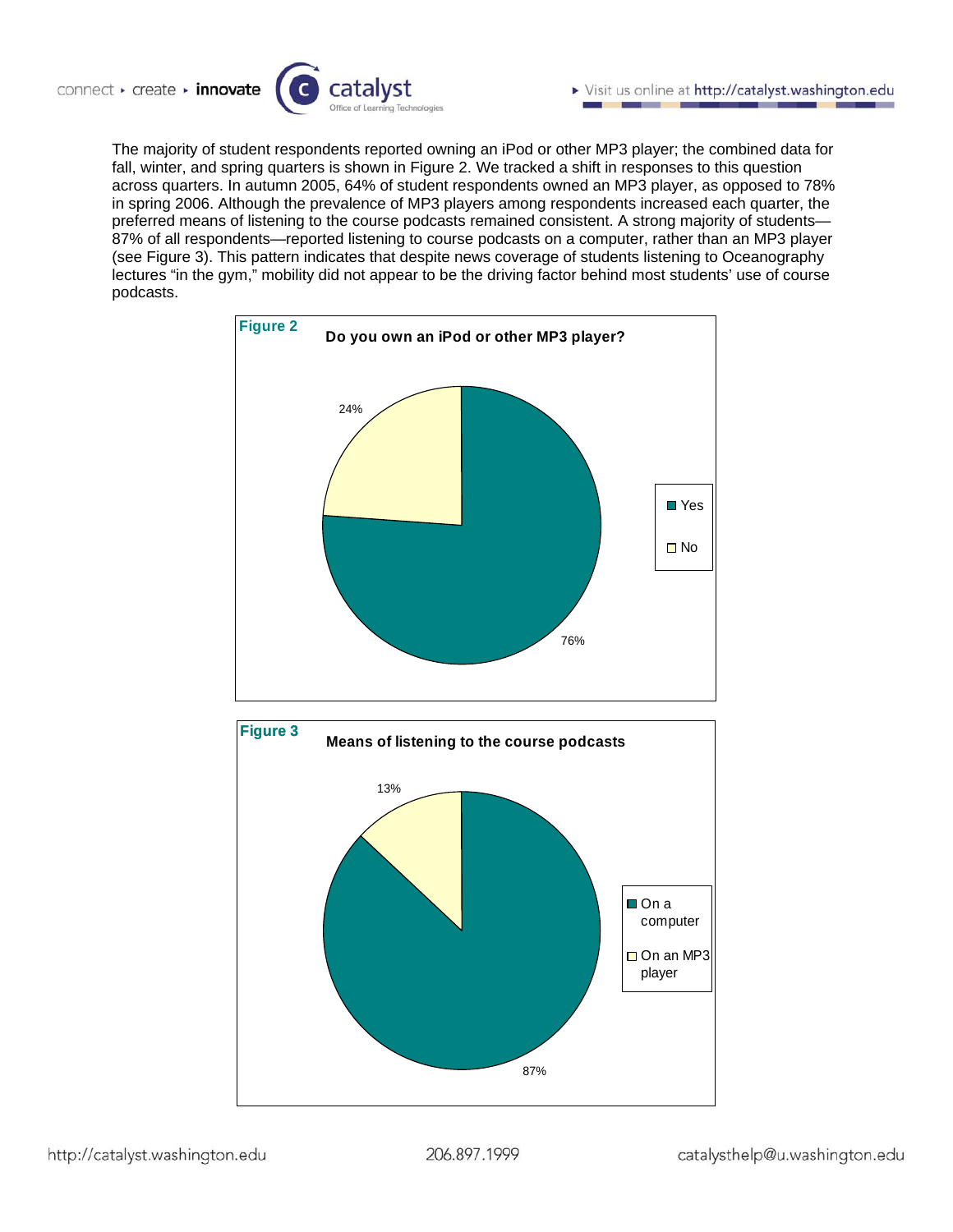The majority of student respondents reported owning an iPod or other MP3 player; the combined data for fall, winter, and spring quarters is shown in Figure 2. We tracked a shift in responses to this question across quarters. In autumn 2005, 64% of student respondents owned an MP3 player, as opposed to 78% in spring 2006. Although the prevalence of MP3 players among respondents increased each quarter, the preferred means of listening to the course podcasts remained consistent. A strong majority of students—87% of all respondents—reported listening to course podcasts on a computer, rather than an MP3 player (see Figure 3). This pattern indicates that despite news coverage of students listening to Oceanography lectures "in the gym," mobility did not appear to be the driving factor behind most students' use of course podcasts.

**Figure 2** **Do you own an iPod or other MP3 player?**

| Response | Percentage |
| --- | --- |
| Yes | 76% |
| No | 24% |

**Figure 3** **Means of listening to the course podcasts**

| Means | Percentage |
| --- | --- |
| On a computer | 87% |
| On an MP3 player | 13% |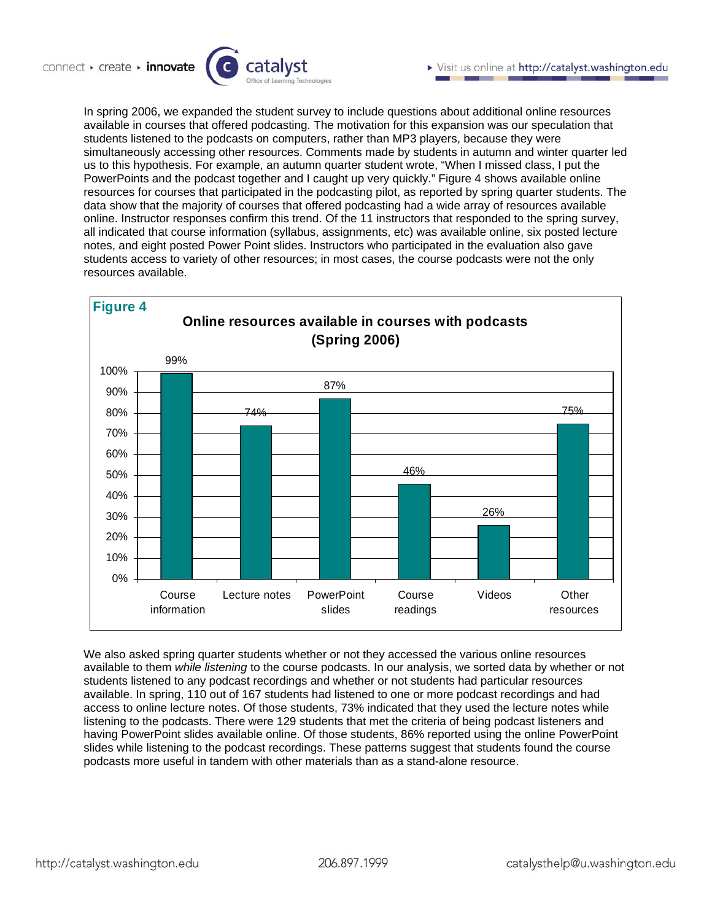In spring 2006, we expanded the student survey to include questions about additional online resources available in courses that offered podcasting. The motivation for this expansion was our speculation that students listened to the podcasts on computers, rather than MP3 players, because they were simultaneously accessing other resources. Comments made by students in autumn and winter quarter led us to this hypothesis. For example, an autumn quarter student wrote, "When I missed class, I put the PowerPoints and the podcast together and I caught up very quickly." Figure 4 shows available online resources for courses that participated in the podcasting pilot, as reported by spring quarter students. The data show that the majority of courses that offered podcasting had a wide array of resources available online. Instructor responses confirm this trend. Of the 11 instructors that responded to the spring survey, all indicated that course information (syllabus, assignments, etc) was available online, six posted lecture notes, and eight posted Power Point slides. Instructors who participated in the evaluation also gave students access to variety of other resources; in most cases, the course podcasts were not the only resources available.

**Figure 4**

**Online resources available in courses with podcasts (Spring 2006)**

| Resource | Percent |
|---|---|
| Course information | 99% |
| Lecture notes | 74% |
| PowerPoint slides | 87% |
| Course readings | 46% |
| Videos | 26% |
| Other resources | 75% |

We also asked spring quarter students whether or not they accessed the various online resources available to them *while listening* to the course podcasts. In our analysis, we sorted data by whether or not students listened to any podcast recordings and whether or not students had particular resources available. In spring, 110 out of 167 students had listened to one or more podcast recordings and had access to online lecture notes. Of those students, 73% indicated that they used the lecture notes while listening to the podcasts. There were 129 students that met the criteria of being podcast listeners and having PowerPoint slides available online. Of those students, 86% reported using the online PowerPoint slides while listening to the podcast recordings. These patterns suggest that students found the course podcasts more useful in tandem with other materials than as a stand-alone resource.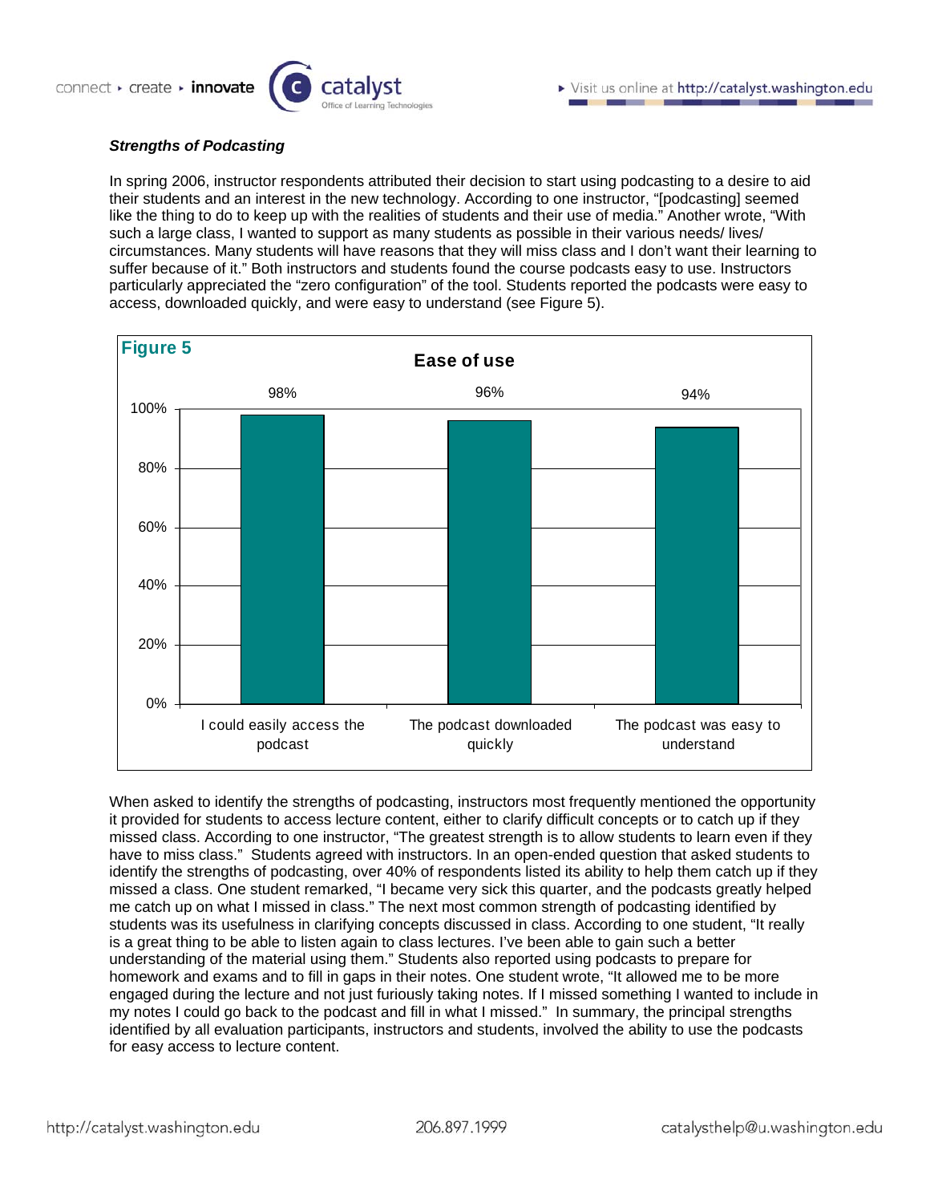***Strengths of Podcasting***

In spring 2006, instructor respondents attributed their decision to start using podcasting to a desire to aid their students and an interest in the new technology. According to one instructor, "[podcasting] seemed like the thing to do to keep up with the realities of students and their use of media." Another wrote, "With such a large class, I wanted to support as many students as possible in their various needs/ lives/ circumstances. Many students will have reasons that they will miss class and I don't want their learning to suffer because of it." Both instructors and students found the course podcasts easy to use. Instructors particularly appreciated the "zero configuration" of the tool. Students reported the podcasts were easy to access, downloaded quickly, and were easy to understand (see Figure 5).

**Figure 5**

**Ease of use**

| | I could easily access the podcast | The podcast downloaded quickly | The podcast was easy to understand |
|---|---|---|---|
| Percent | 98% | 96% | 94% |

When asked to identify the strengths of podcasting, instructors most frequently mentioned the opportunity it provided for students to access lecture content, either to clarify difficult concepts or to catch up if they missed class. According to one instructor, "The greatest strength is to allow students to learn even if they have to miss class." Students agreed with instructors. In an open-ended question that asked students to identify the strengths of podcasting, over 40% of respondents listed its ability to help them catch up if they missed a class. One student remarked, "I became very sick this quarter, and the podcasts greatly helped me catch up on what I missed in class." The next most common strength of podcasting identified by students was its usefulness in clarifying concepts discussed in class. According to one student, "It really is a great thing to be able to listen again to class lectures. I've been able to gain such a better understanding of the material using them." Students also reported using podcasts to prepare for homework and exams and to fill in gaps in their notes. One student wrote, "It allowed me to be more engaged during the lecture and not just furiously taking notes. If I missed something I wanted to include in my notes I could go back to the podcast and fill in what I missed." In summary, the principal strengths identified by all evaluation participants, instructors and students, involved the ability to use the podcasts for easy access to lecture content.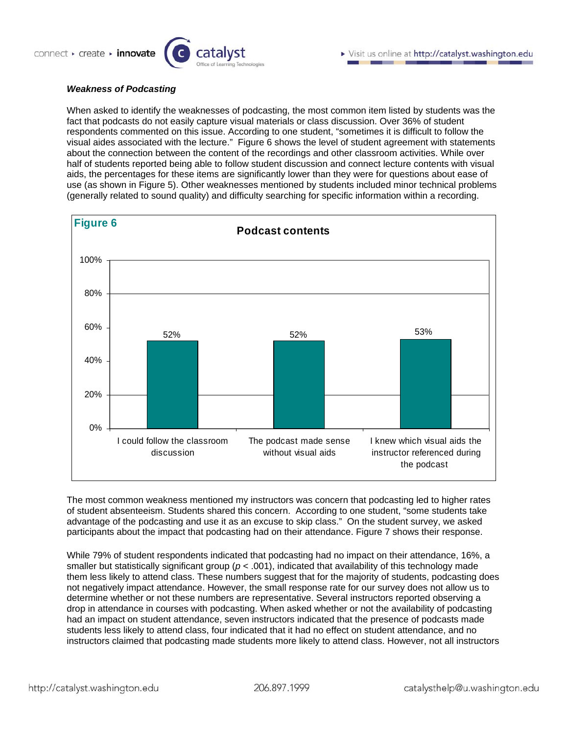***Weakness of Podcasting***

When asked to identify the weaknesses of podcasting, the most common item listed by students was the fact that podcasts do not easily capture visual materials or class discussion. Over 36% of student respondents commented on this issue. According to one student, "sometimes it is difficult to follow the visual aides associated with the lecture." Figure 6 shows the level of student agreement with statements about the connection between the content of the recordings and other classroom activities. While over half of students reported being able to follow student discussion and connect lecture contents with visual aids, the percentages for these items are significantly lower than they were for questions about ease of use (as shown in Figure 5). Other weaknesses mentioned by students included minor technical problems (generally related to sound quality) and difficulty searching for specific information within a recording.

**Figure 6**

**Podcast contents**

| Statement | Percentage |
|---|---|
| I could follow the classroom discussion | 52% |
| The podcast made sense without visual aids | 52% |
| I knew which visual aids the instructor referenced during the podcast | 53% |

The most common weakness mentioned my instructors was concern that podcasting led to higher rates of student absenteeism. Students shared this concern. According to one student, "some students take advantage of the podcasting and use it as an excuse to skip class." On the student survey, we asked participants about the impact that podcasting had on their attendance. Figure 7 shows their response.

While 79% of student respondents indicated that podcasting had no impact on their attendance, 16%, a smaller but statistically significant group ($p < .001$), indicated that availability of this technology made them less likely to attend class. These numbers suggest that for the majority of students, podcasting does not negatively impact attendance. However, the small response rate for our survey does not allow us to determine whether or not these numbers are representative. Several instructors reported observing a drop in attendance in courses with podcasting. When asked whether or not the availability of podcasting had an impact on student attendance, seven instructors indicated that the presence of podcasts made students less likely to attend class, four indicated that it had no effect on student attendance, and no instructors claimed that podcasting made students more likely to attend class. However, not all instructors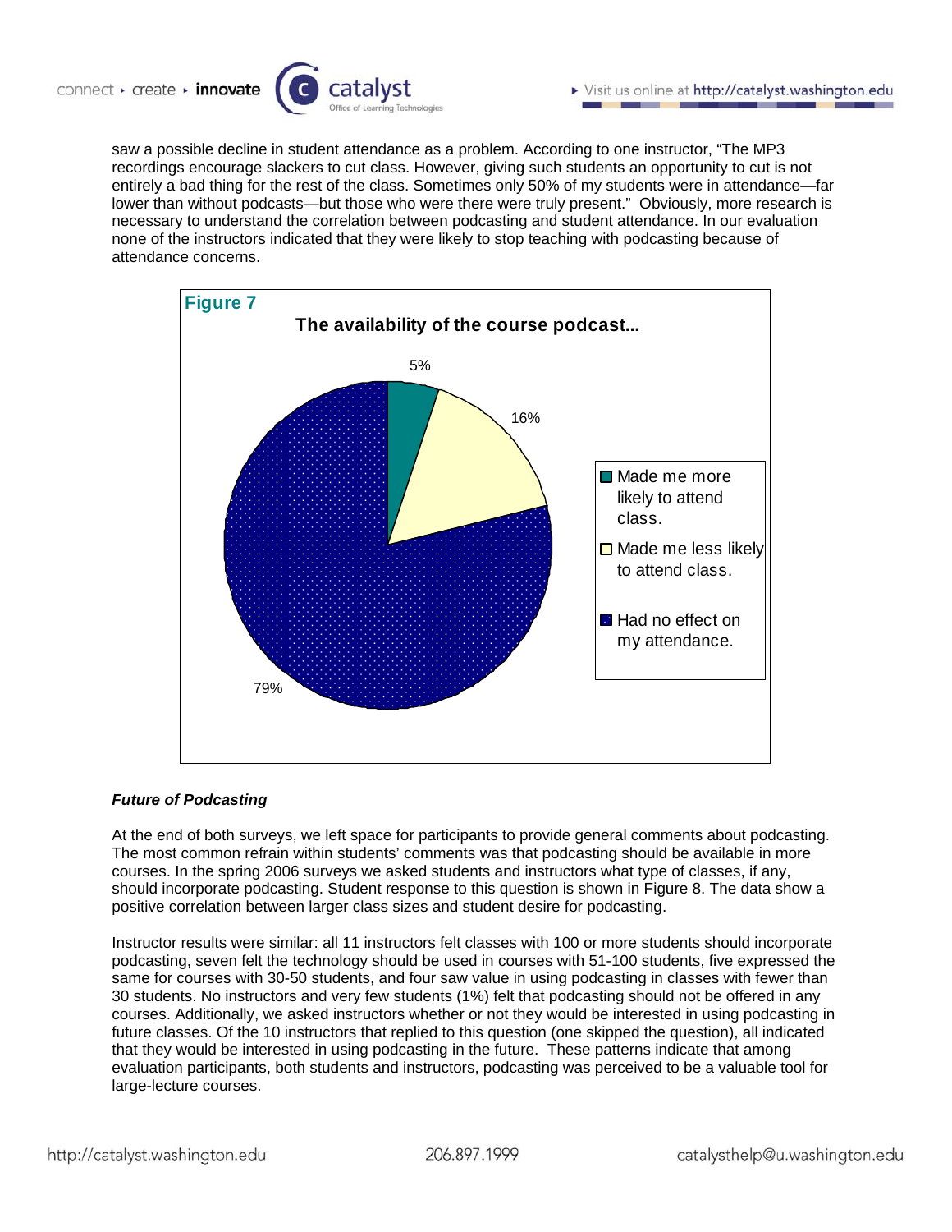saw a possible decline in student attendance as a problem. According to one instructor, "The MP3 recordings encourage slackers to cut class. However, giving such students an opportunity to cut is not entirely a bad thing for the rest of the class. Sometimes only 50% of my students were in attendance—far lower than without podcasts—but those who were there were truly present." Obviously, more research is necessary to understand the correlation between podcasting and student attendance. In our evaluation none of the instructors indicated that they were likely to stop teaching with podcasting because of attendance concerns.

**Figure 7**

**The availability of the course podcast...**

| Response | Percentage |
|---|---|
| Made me more likely to attend class. | 5% |
| Made me less likely to attend class. | 16% |
| Had no effect on my attendance. | 79% |

### *Future of Podcasting*

At the end of both surveys, we left space for participants to provide general comments about podcasting. The most common refrain within students' comments was that podcasting should be available in more courses. In the spring 2006 surveys we asked students and instructors what type of classes, if any, should incorporate podcasting. Student response to this question is shown in Figure 8. The data show a positive correlation between larger class sizes and student desire for podcasting.

Instructor results were similar: all 11 instructors felt classes with 100 or more students should incorporate podcasting, seven felt the technology should be used in courses with 51-100 students, five expressed the same for courses with 30-50 students, and four saw value in using podcasting in classes with fewer than 30 students. No instructors and very few students (1%) felt that podcasting should not be offered in any courses. Additionally, we asked instructors whether or not they would be interested in using podcasting in future classes. Of the 10 instructors that replied to this question (one skipped the question), all indicated that they would be interested in using podcasting in the future. These patterns indicate that among evaluation participants, both students and instructors, podcasting was perceived to be a valuable tool for large-lecture courses.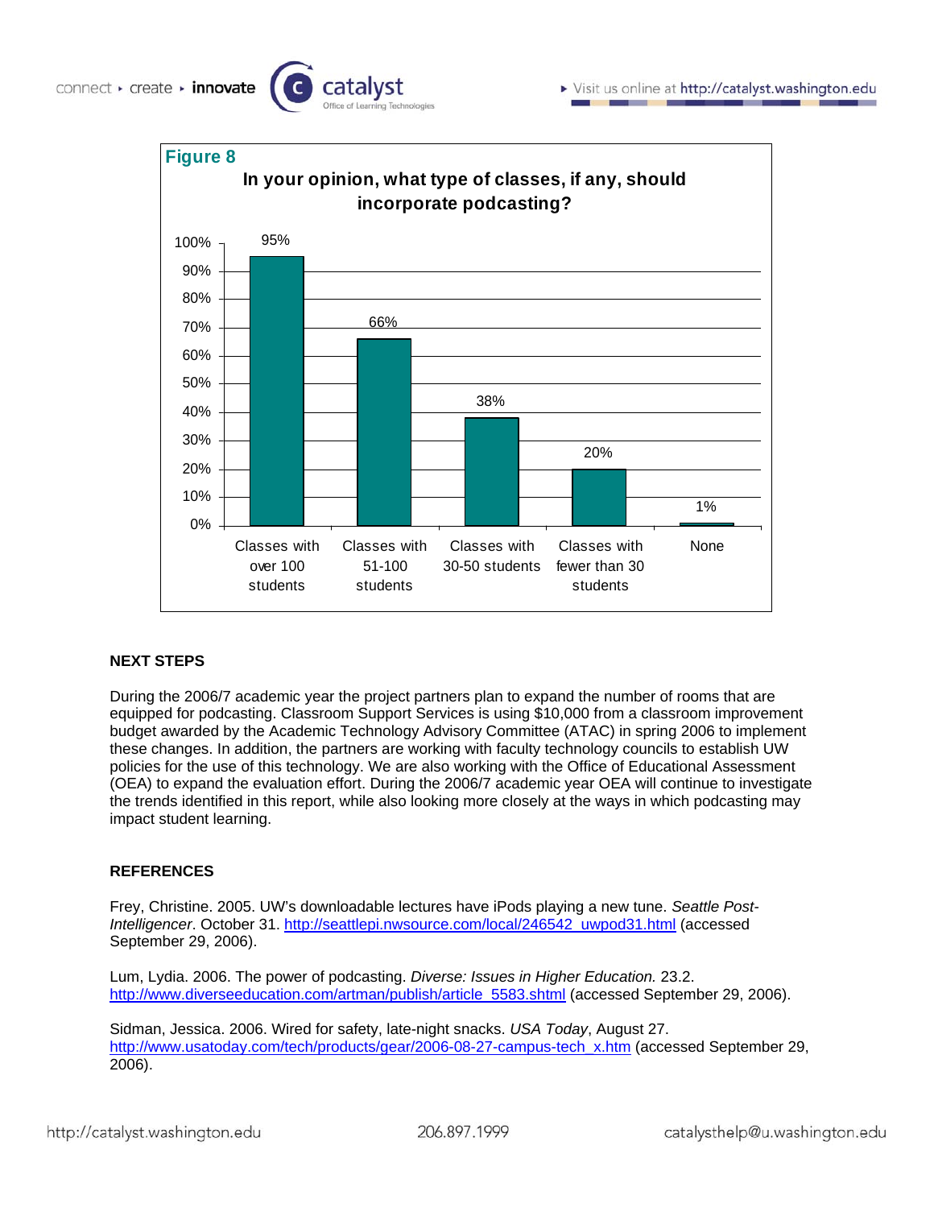**Figure 8**

**In your opinion, what type of classes, if any, should incorporate podcasting?**

| Classes with over 100 students | Classes with 51-100 students | Classes with 30-50 students | Classes with fewer than 30 students | None |
|---|---|---|---|---|
| 95% | 66% | 38% | 20% | 1% |

## NEXT STEPS

During the 2006/7 academic year the project partners plan to expand the number of rooms that are equipped for podcasting. Classroom Support Services is using $10,000 from a classroom improvement budget awarded by the Academic Technology Advisory Committee (ATAC) in spring 2006 to implement these changes. In addition, the partners are working with faculty technology councils to establish UW policies for the use of this technology. We are also working with the Office of Educational Assessment (OEA) to expand the evaluation effort. During the 2006/7 academic year OEA will continue to investigate the trends identified in this report, while also looking more closely at the ways in which podcasting may impact student learning.

## REFERENCES

Frey, Christine. 2005. UW's downloadable lectures have iPods playing a new tune. *Seattle Post-Intelligencer*. October 31. http://seattlepi.nwsource.com/local/246542_uwpod31.html (accessed September 29, 2006).

Lum, Lydia. 2006. The power of podcasting. *Diverse: Issues in Higher Education.* 23.2. http://www.diverseeducation.com/artman/publish/article_5583.shtml (accessed September 29, 2006).

Sidman, Jessica. 2006. Wired for safety, late-night snacks. *USA Today*, August 27. http://www.usatoday.com/tech/products/gear/2006-08-27-campus-tech_x.htm (accessed September 29, 2006).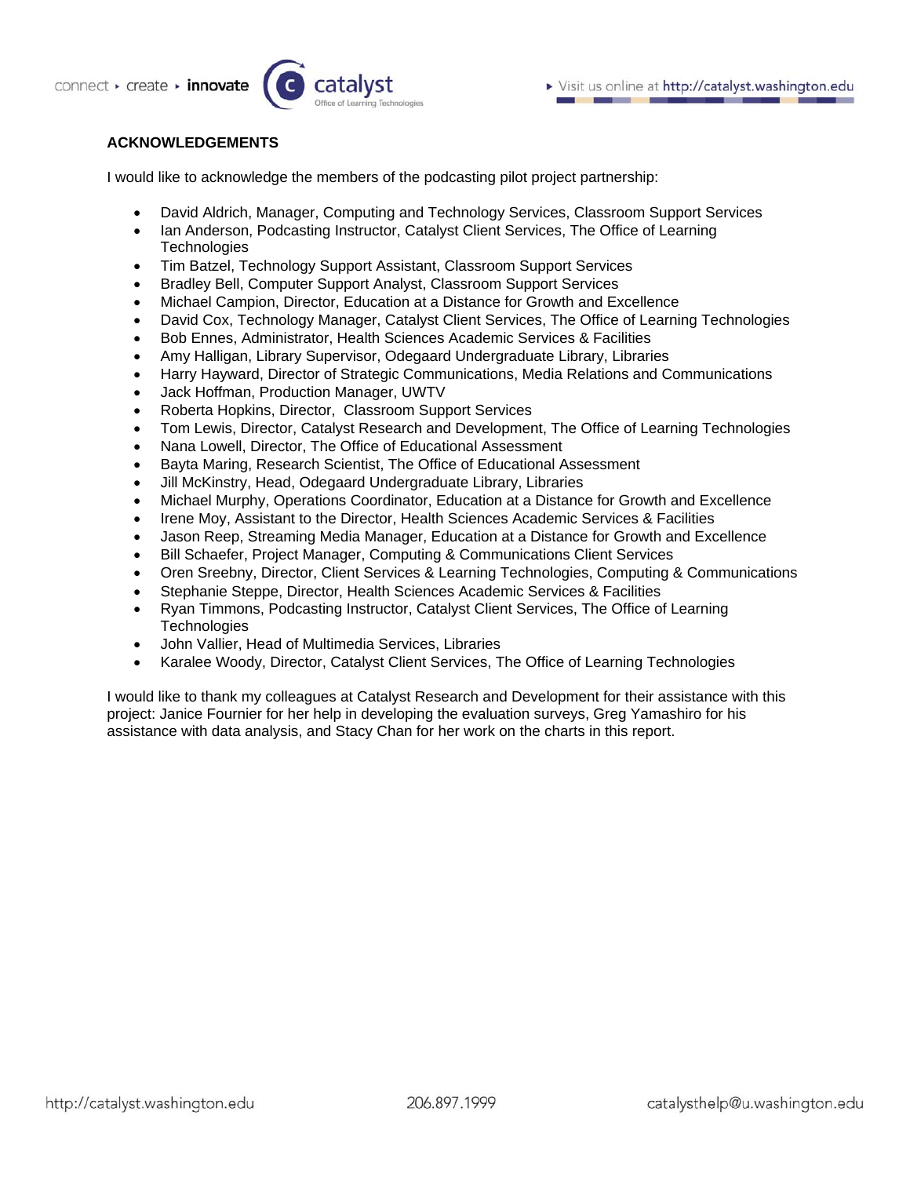## ACKNOWLEDGEMENTS

I would like to acknowledge the members of the podcasting pilot project partnership:

- David Aldrich, Manager, Computing and Technology Services, Classroom Support Services
- Ian Anderson, Podcasting Instructor, Catalyst Client Services, The Office of Learning Technologies
- Tim Batzel, Technology Support Assistant, Classroom Support Services
- Bradley Bell, Computer Support Analyst, Classroom Support Services
- Michael Campion, Director, Education at a Distance for Growth and Excellence
- David Cox, Technology Manager, Catalyst Client Services, The Office of Learning Technologies
- Bob Ennes, Administrator, Health Sciences Academic Services & Facilities
- Amy Halligan, Library Supervisor, Odegaard Undergraduate Library, Libraries
- Harry Hayward, Director of Strategic Communications, Media Relations and Communications
- Jack Hoffman, Production Manager, UWTV
- Roberta Hopkins, Director, Classroom Support Services
- Tom Lewis, Director, Catalyst Research and Development, The Office of Learning Technologies
- Nana Lowell, Director, The Office of Educational Assessment
- Bayta Maring, Research Scientist, The Office of Educational Assessment
- Jill McKinstry, Head, Odegaard Undergraduate Library, Libraries
- Michael Murphy, Operations Coordinator, Education at a Distance for Growth and Excellence
- Irene Moy, Assistant to the Director, Health Sciences Academic Services & Facilities
- Jason Reep, Streaming Media Manager, Education at a Distance for Growth and Excellence
- Bill Schaefer, Project Manager, Computing & Communications Client Services
- Oren Sreebny, Director, Client Services & Learning Technologies, Computing & Communications
- Stephanie Steppe, Director, Health Sciences Academic Services & Facilities
- Ryan Timmons, Podcasting Instructor, Catalyst Client Services, The Office of Learning Technologies
- John Vallier, Head of Multimedia Services, Libraries
- Karalee Woody, Director, Catalyst Client Services, The Office of Learning Technologies

I would like to thank my colleagues at Catalyst Research and Development for their assistance with this project: Janice Fournier for her help in developing the evaluation surveys, Greg Yamashiro for his assistance with data analysis, and Stacy Chan for her work on the charts in this report.